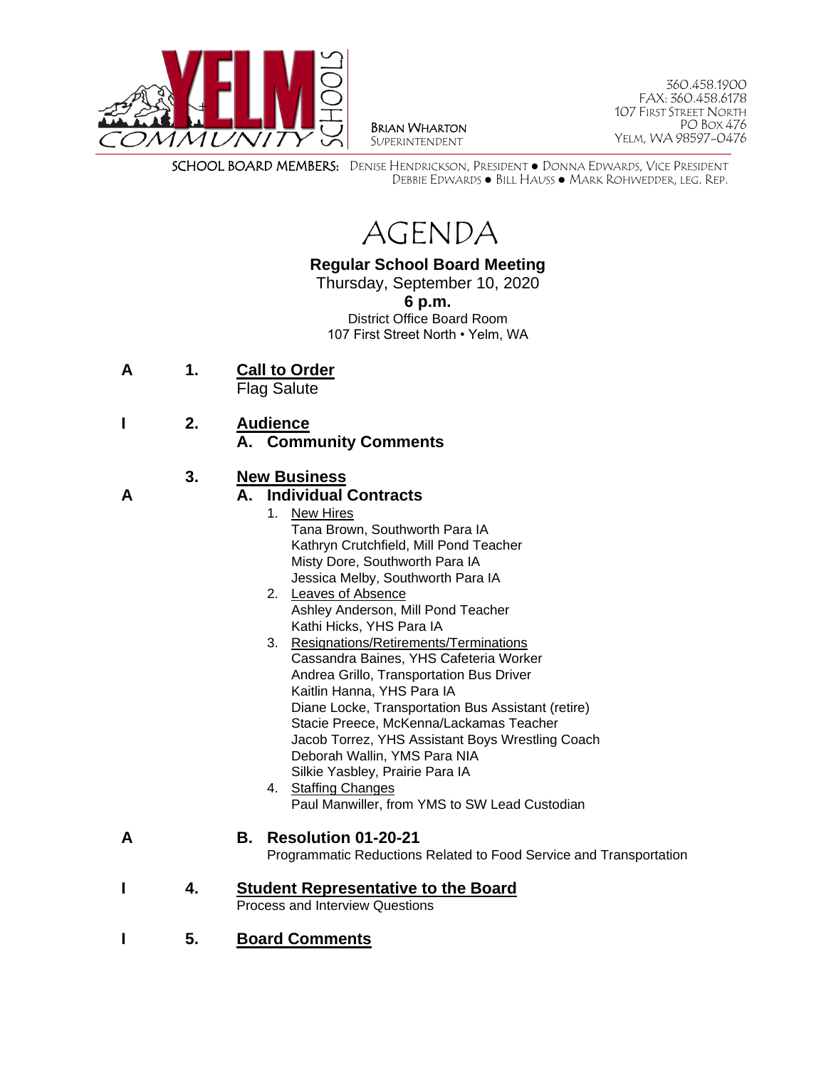YELM COMMUNITY SCHOOLS

BRIAN WHARTON
SUPERINTENDENT

360.458.1900
FAX: 360.458.6178
107 FIRST STREET NORTH
PO BOX 476
YELM, WA 98597-0476

SCHOOL BOARD MEMBERS: DENISE HENDRICKSON, PRESIDENT ● DONNA EDWARDS, VICE PRESIDENT
DEBBIE EDWARDS ● BILL HAUSS ● MARK ROHWEDDER, LEG. REP.

# AGENDA

**Regular School Board Meeting**
Thursday, September 10, 2020
**6 p.m.**
District Office Board Room
107 First Street North • Yelm, WA

**A** **1. Call to Order**
Flag Salute

**I** **2. Audience**
**A. Community Comments**

**3. New Business**

**A** **A. Individual Contracts**

1. New Hires
   Tana Brown, Southworth Para IA
   Kathryn Crutchfield, Mill Pond Teacher
   Misty Dore, Southworth Para IA
   Jessica Melby, Southworth Para IA
2. Leaves of Absence
   Ashley Anderson, Mill Pond Teacher
   Kathi Hicks, YHS Para IA
3. Resignations/Retirements/Terminations
   Cassandra Baines, YHS Cafeteria Worker
   Andrea Grillo, Transportation Bus Driver
   Kaitlin Hanna, YHS Para IA
   Diane Locke, Transportation Bus Assistant (retire)
   Stacie Preece, McKenna/Lackamas Teacher
   Jacob Torrez, YHS Assistant Boys Wrestling Coach
   Deborah Wallin, YMS Para NIA
   Silkie Yasbley, Prairie Para IA
4. Staffing Changes
   Paul Manwiller, from YMS to SW Lead Custodian

**A** **B. Resolution 01-20-21**
Programmatic Reductions Related to Food Service and Transportation

**I** **4. Student Representative to the Board**
Process and Interview Questions

**I** **5. Board Comments**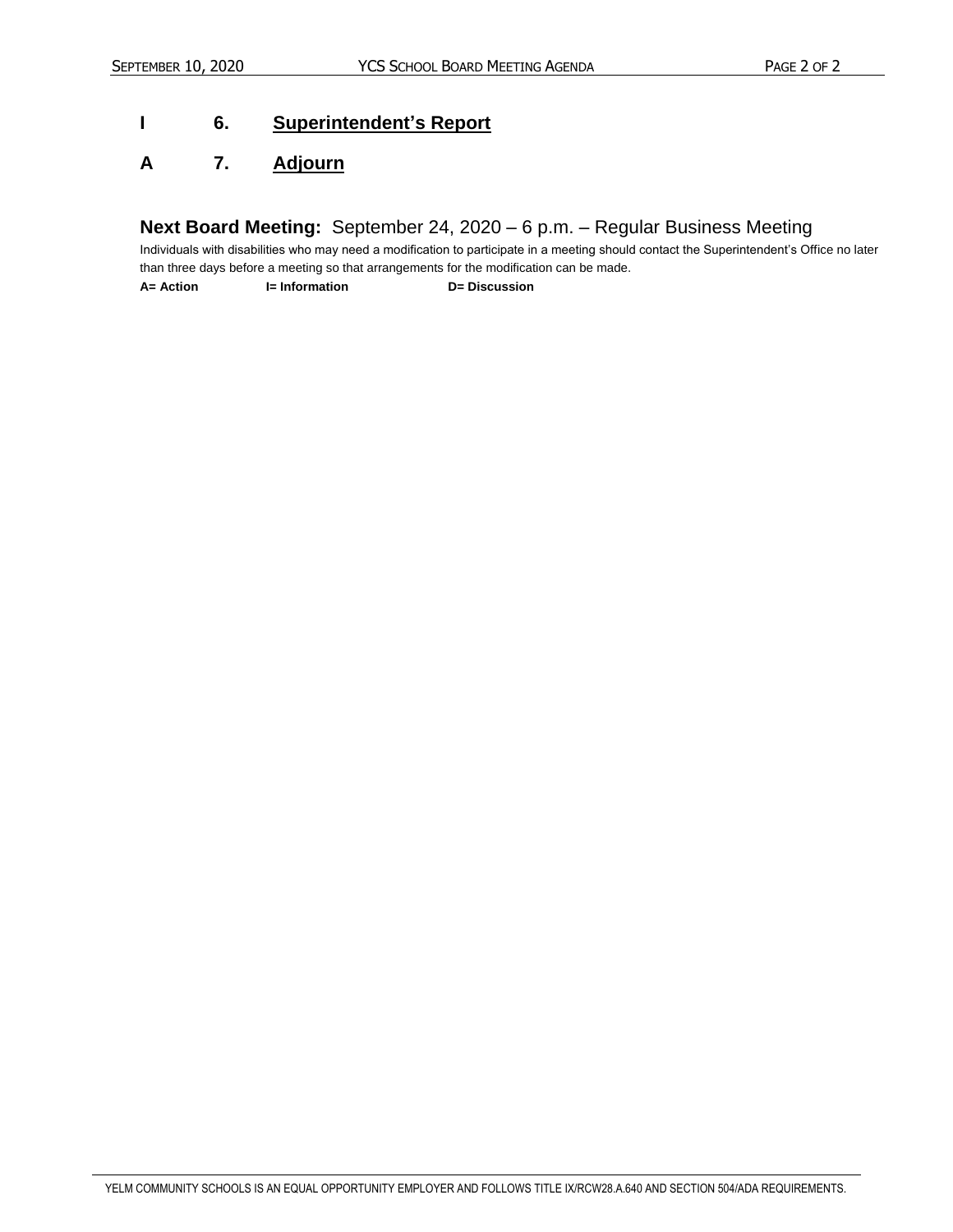**I 6. Superintendent's Report**

**A 7. Adjourn**

**Next Board Meeting:** September 24, 2020 – 6 p.m. – Regular Business Meeting

Individuals with disabilities who may need a modification to participate in a meeting should contact the Superintendent's Office no later than three days before a meeting so that arrangements for the modification can be made.

**A= Action I= Information D= Discussion**

YELM COMMUNITY SCHOOLS IS AN EQUAL OPPORTUNITY EMPLOYER AND FOLLOWS TITLE IX/RCW28.A.640 AND SECTION 504/ADA REQUIREMENTS.